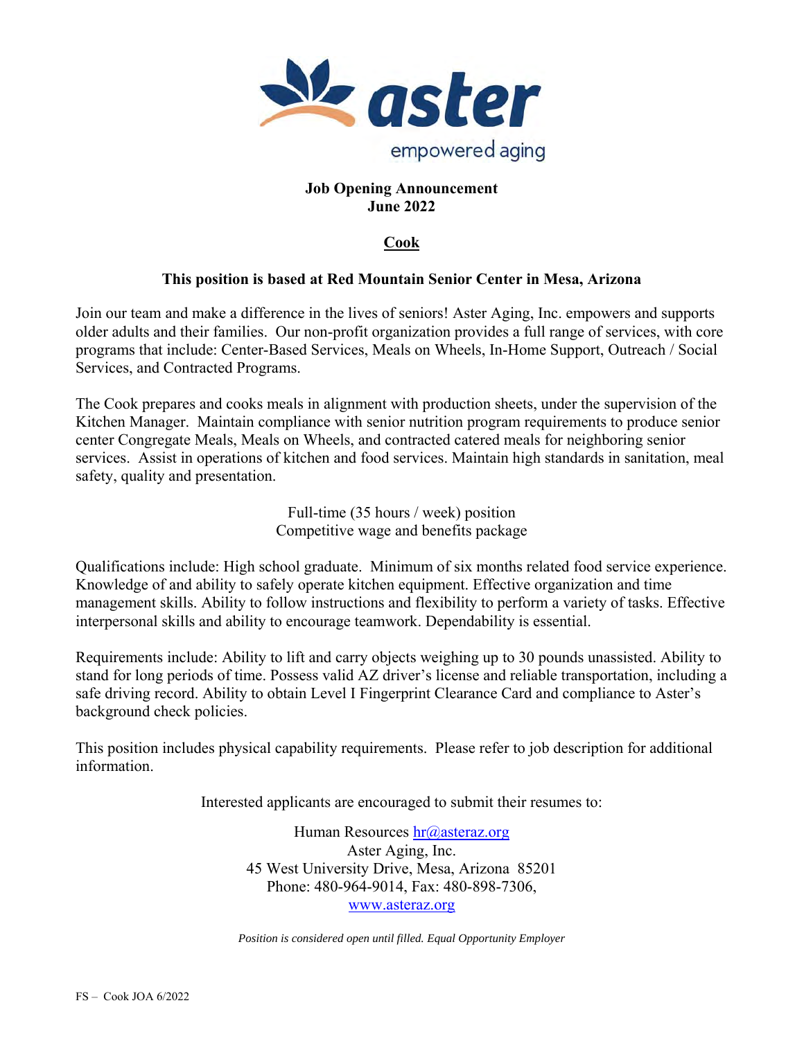aster

empowered aging

**Job Opening Announcement**
**June 2022**

## Cook

**This position is based at Red Mountain Senior Center in Mesa, Arizona**

Join our team and make a difference in the lives of seniors! Aster Aging, Inc. empowers and supports older adults and their families. Our non-profit organization provides a full range of services, with core programs that include: Center-Based Services, Meals on Wheels, In-Home Support, Outreach / Social Services, and Contracted Programs.

The Cook prepares and cooks meals in alignment with production sheets, under the supervision of the Kitchen Manager. Maintain compliance with senior nutrition program requirements to produce senior center Congregate Meals, Meals on Wheels, and contracted catered meals for neighboring senior services. Assist in operations of kitchen and food services. Maintain high standards in sanitation, meal safety, quality and presentation.

Full-time (35 hours / week) position
Competitive wage and benefits package

Qualifications include: High school graduate. Minimum of six months related food service experience. Knowledge of and ability to safely operate kitchen equipment. Effective organization and time management skills. Ability to follow instructions and flexibility to perform a variety of tasks. Effective interpersonal skills and ability to encourage teamwork. Dependability is essential.

Requirements include: Ability to lift and carry objects weighing up to 30 pounds unassisted. Ability to stand for long periods of time. Possess valid AZ driver's license and reliable transportation, including a safe driving record. Ability to obtain Level I Fingerprint Clearance Card and compliance to Aster's background check policies.

This position includes physical capability requirements. Please refer to job description for additional information.

Interested applicants are encouraged to submit their resumes to:

Human Resources hr@asteraz.org
Aster Aging, Inc.
45 West University Drive, Mesa, Arizona 85201
Phone: 480-964-9014, Fax: 480-898-7306,
www.asteraz.org

*Position is considered open until filled. Equal Opportunity Employer*

FS – Cook JOA 6/2022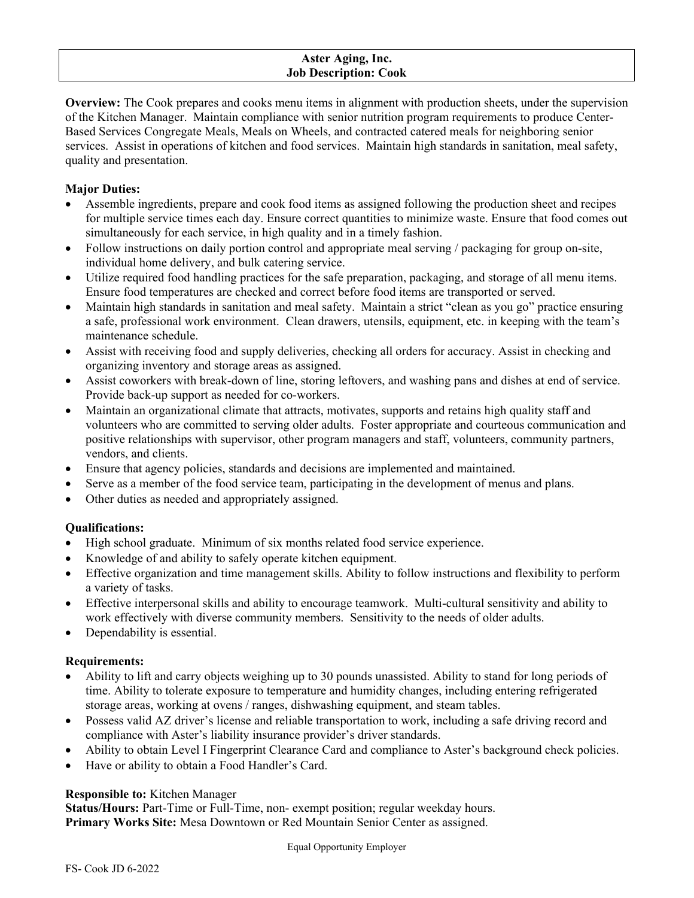**Aster Aging, Inc.**
**Job Description: Cook**

**Overview:** The Cook prepares and cooks menu items in alignment with production sheets, under the supervision of the Kitchen Manager. Maintain compliance with senior nutrition program requirements to produce Center-Based Services Congregate Meals, Meals on Wheels, and contracted catered meals for neighboring senior services. Assist in operations of kitchen and food services. Maintain high standards in sanitation, meal safety, quality and presentation.

**Major Duties:**

- Assemble ingredients, prepare and cook food items as assigned following the production sheet and recipes for multiple service times each day. Ensure correct quantities to minimize waste. Ensure that food comes out simultaneously for each service, in high quality and in a timely fashion.
- Follow instructions on daily portion control and appropriate meal serving / packaging for group on-site, individual home delivery, and bulk catering service.
- Utilize required food handling practices for the safe preparation, packaging, and storage of all menu items. Ensure food temperatures are checked and correct before food items are transported or served.
- Maintain high standards in sanitation and meal safety. Maintain a strict "clean as you go" practice ensuring a safe, professional work environment. Clean drawers, utensils, equipment, etc. in keeping with the team's maintenance schedule.
- Assist with receiving food and supply deliveries, checking all orders for accuracy. Assist in checking and organizing inventory and storage areas as assigned.
- Assist coworkers with break-down of line, storing leftovers, and washing pans and dishes at end of service. Provide back-up support as needed for co-workers.
- Maintain an organizational climate that attracts, motivates, supports and retains high quality staff and volunteers who are committed to serving older adults. Foster appropriate and courteous communication and positive relationships with supervisor, other program managers and staff, volunteers, community partners, vendors, and clients.
- Ensure that agency policies, standards and decisions are implemented and maintained.
- Serve as a member of the food service team, participating in the development of menus and plans.
- Other duties as needed and appropriately assigned.

**Qualifications:**

- High school graduate. Minimum of six months related food service experience.
- Knowledge of and ability to safely operate kitchen equipment.
- Effective organization and time management skills. Ability to follow instructions and flexibility to perform a variety of tasks.
- Effective interpersonal skills and ability to encourage teamwork. Multi-cultural sensitivity and ability to work effectively with diverse community members. Sensitivity to the needs of older adults.
- Dependability is essential.

**Requirements:**

- Ability to lift and carry objects weighing up to 30 pounds unassisted. Ability to stand for long periods of time. Ability to tolerate exposure to temperature and humidity changes, including entering refrigerated storage areas, working at ovens / ranges, dishwashing equipment, and steam tables.
- Possess valid AZ driver's license and reliable transportation to work, including a safe driving record and compliance with Aster's liability insurance provider's driver standards.
- Ability to obtain Level I Fingerprint Clearance Card and compliance to Aster's background check policies.
- Have or ability to obtain a Food Handler's Card.

**Responsible to:** Kitchen Manager
**Status/Hours:** Part-Time or Full-Time, non- exempt position; regular weekday hours.
**Primary Works Site:** Mesa Downtown or Red Mountain Senior Center as assigned.

Equal Opportunity Employer

FS- Cook JD 6-2022